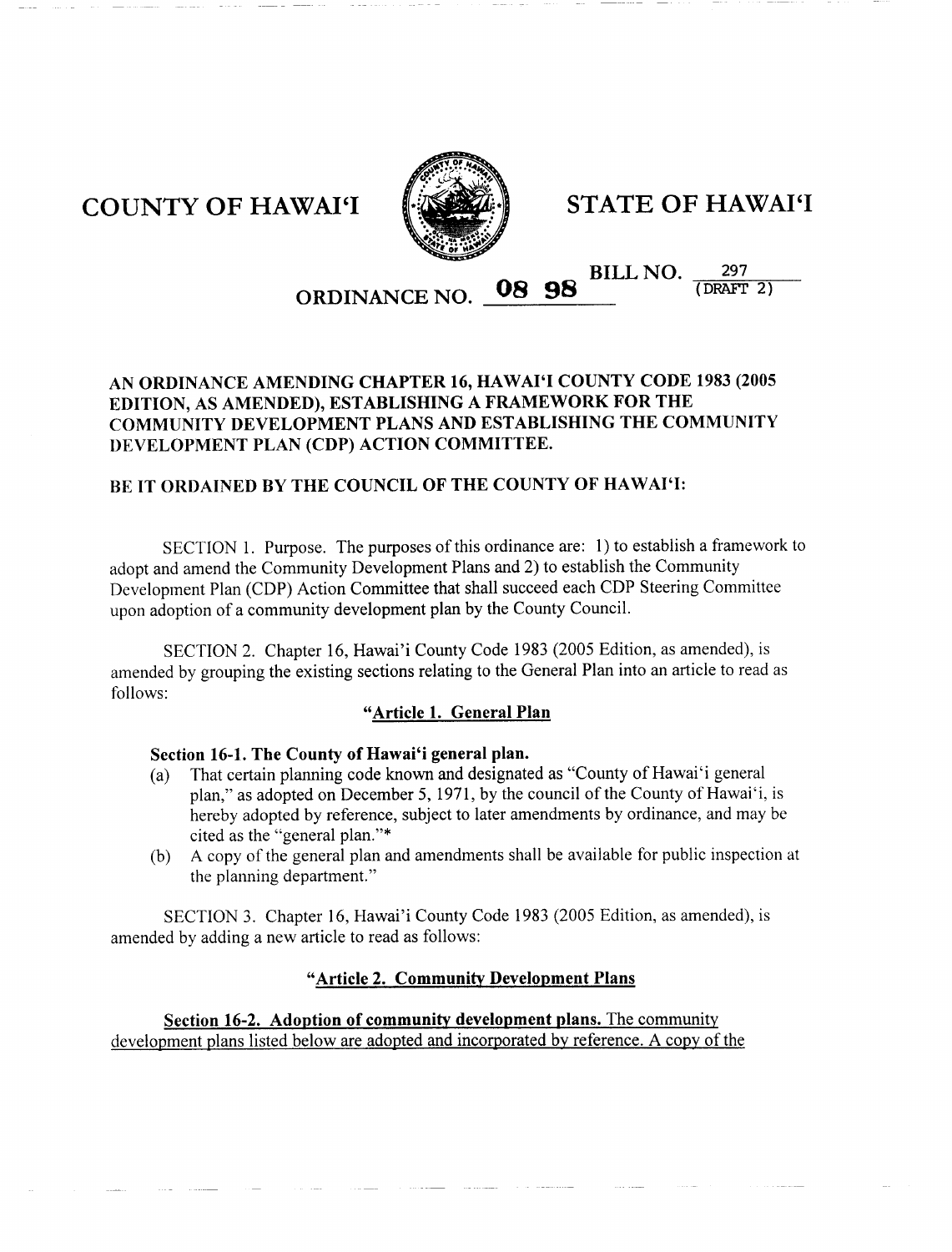COUNTY OF HAWAI'I

STATE OF HAWAI'I

BILL NO. 297 (DRAFT 2)

ORDINANCE NO. 08 98

**AN ORDINANCE AMENDING CHAPTER 16, HAWAI'I COUNTY CODE 1983 (2005 EDITION, AS AMENDED), ESTABLISHING A FRAMEWORK FOR THE COMMUNITY DEVELOPMENT PLANS AND ESTABLISHING THE COMMUNITY DEVELOPMENT PLAN (CDP) ACTION COMMITTEE.**

**BE IT ORDAINED BY THE COUNCIL OF THE COUNTY OF HAWAI'I:**

SECTION 1. Purpose. The purposes of this ordinance are: 1) to establish a framework to adopt and amend the Community Development Plans and 2) to establish the Community Development Plan (CDP) Action Committee that shall succeed each CDP Steering Committee upon adoption of a community development plan by the County Council.

SECTION 2. Chapter 16, Hawai'i County Code 1983 (2005 Edition, as amended), is amended by grouping the existing sections relating to the General Plan into an article to read as follows:

**"Article 1. General Plan**

**Section 16-1. The County of Hawai'i general plan.**

(a) That certain planning code known and designated as "County of Hawai'i general plan," as adopted on December 5, 1971, by the council of the County of Hawai'i, is hereby adopted by reference, subject to later amendments by ordinance, and may be cited as the "general plan."*

(b) A copy of the general plan and amendments shall be available for public inspection at the planning department."

SECTION 3. Chapter 16, Hawai'i County Code 1983 (2005 Edition, as amended), is amended by adding a new article to read as follows:

**"Article 2. Community Development Plans**

**Section 16-2. Adoption of community development plans.** The community development plans listed below are adopted and incorporated by reference. A copy of the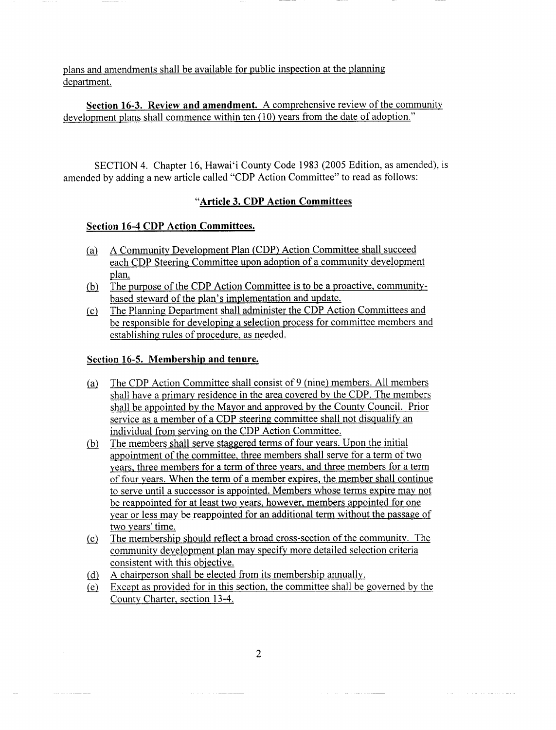plans and amendments shall be available for public inspection at the planning department.

**Section 16-3. Review and amendment.** A comprehensive review of the community development plans shall commence within ten (10) years from the date of adoption."

SECTION 4. Chapter 16, Hawai'i County Code 1983 (2005 Edition, as amended), is amended by adding a new article called "CDP Action Committee" to read as follows:

### "Article 3. CDP Action Committees

**Section 16-4 CDP Action Committees.**

(a) A Community Development Plan (CDP) Action Committee shall succeed each CDP Steering Committee upon adoption of a community development plan.

(b) The purpose of the CDP Action Committee is to be a proactive, community-based steward of the plan's implementation and update.

(c) The Planning Department shall administer the CDP Action Committees and be responsible for developing a selection process for committee members and establishing rules of procedure, as needed.

**Section 16-5. Membership and tenure.**

(a) The CDP Action Committee shall consist of 9 (nine) members. All members shall have a primary residence in the area covered by the CDP. The members shall be appointed by the Mayor and approved by the County Council. Prior service as a member of a CDP steering committee shall not disqualify an individual from serving on the CDP Action Committee.

(b) The members shall serve staggered terms of four years. Upon the initial appointment of the committee, three members shall serve for a term of two years, three members for a term of three years, and three members for a term of four years. When the term of a member expires, the member shall continue to serve until a successor is appointed. Members whose terms expire may not be reappointed for at least two years, however, members appointed for one year or less may be reappointed for an additional term without the passage of two years' time.

(c) The membership should reflect a broad cross-section of the community. The community development plan may specify more detailed selection criteria consistent with this objective.

(d) A chairperson shall be elected from its membership annually.

(e) Except as provided for in this section, the committee shall be governed by the County Charter, section 13-4.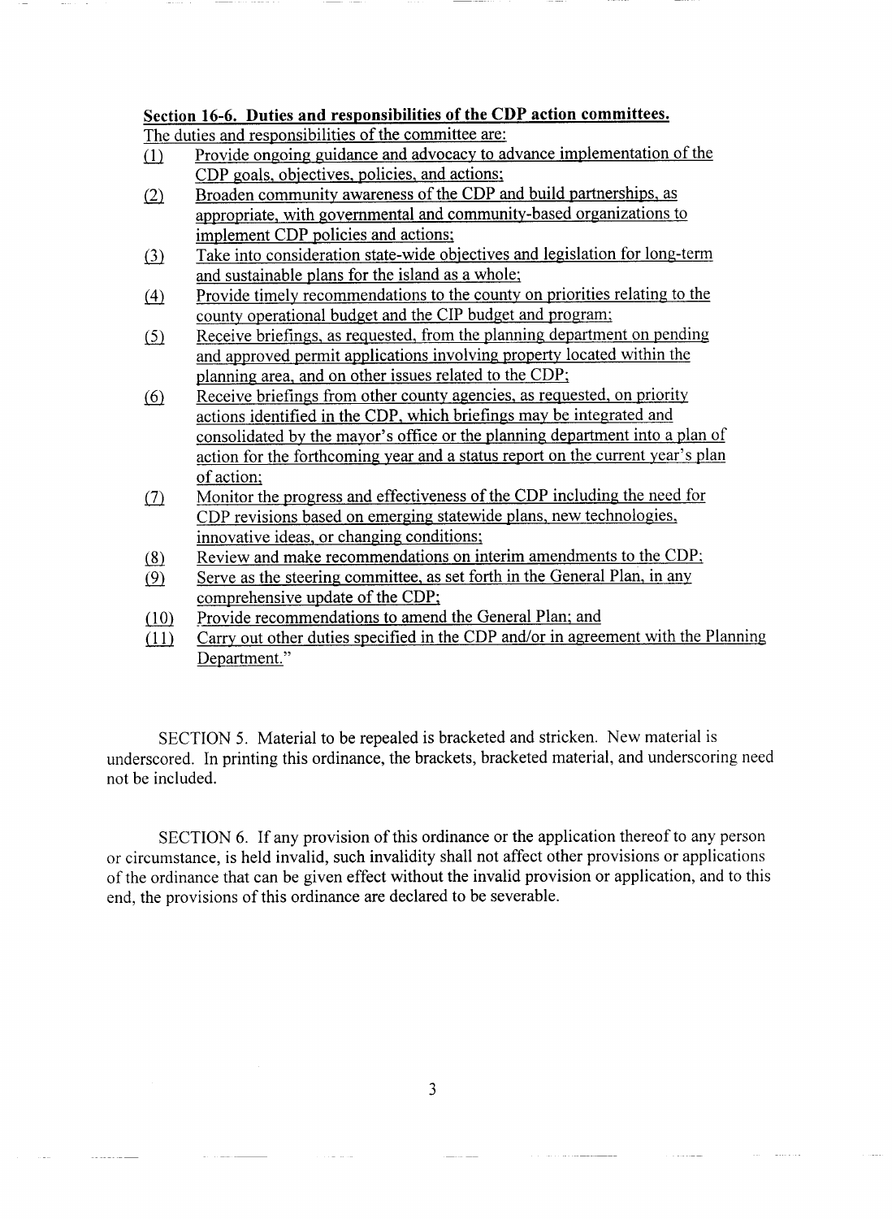**Section 16-6. Duties and responsibilities of the CDP action committees.**

The duties and responsibilities of the committee are:

(1) Provide ongoing guidance and advocacy to advance implementation of the CDP goals, objectives, policies, and actions;

(2) Broaden community awareness of the CDP and build partnerships, as appropriate, with governmental and community-based organizations to implement CDP policies and actions;

(3) Take into consideration state-wide objectives and legislation for long-term and sustainable plans for the island as a whole;

(4) Provide timely recommendations to the county on priorities relating to the county operational budget and the CIP budget and program;

(5) Receive briefings, as requested, from the planning department on pending and approved permit applications involving property located within the planning area, and on other issues related to the CDP;

(6) Receive briefings from other county agencies, as requested, on priority actions identified in the CDP, which briefings may be integrated and consolidated by the mayor's office or the planning department into a plan of action for the forthcoming year and a status report on the current year's plan of action;

(7) Monitor the progress and effectiveness of the CDP including the need for CDP revisions based on emerging statewide plans, new technologies, innovative ideas, or changing conditions;

(8) Review and make recommendations on interim amendments to the CDP;

(9) Serve as the steering committee, as set forth in the General Plan, in any comprehensive update of the CDP;

(10) Provide recommendations to amend the General Plan; and

(11) Carry out other duties specified in the CDP and/or in agreement with the Planning Department."

SECTION 5. Material to be repealed is bracketed and stricken. New material is underscored. In printing this ordinance, the brackets, bracketed material, and underscoring need not be included.

SECTION 6. If any provision of this ordinance or the application thereof to any person or circumstance, is held invalid, such invalidity shall not affect other provisions or applications of the ordinance that can be given effect without the invalid provision or application, and to this end, the provisions of this ordinance are declared to be severable.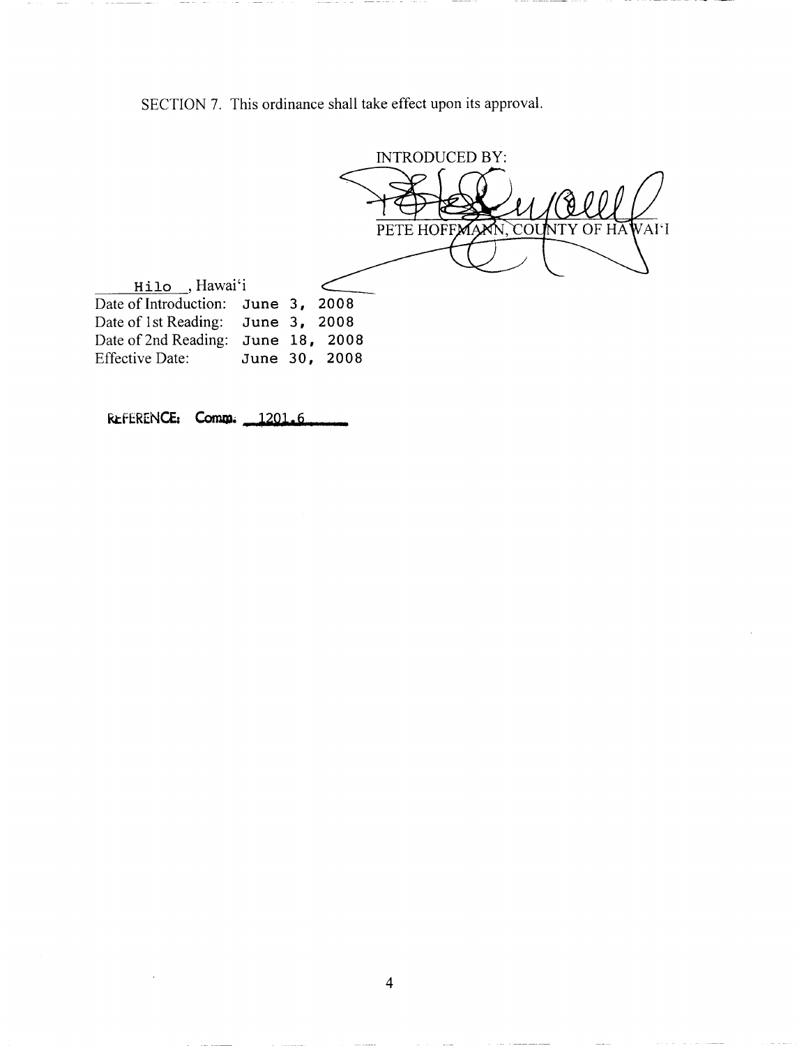SECTION 7. This ordinance shall take effect upon its approval.

INTRODUCED BY:

PETE HOFFMANN, COUNTY OF HAWAIʻI

Hilo, Hawaiʻi

| | |
|---|---|
| Date of Introduction: | June 3, 2008 |
| Date of 1st Reading: | June 3, 2008 |
| Date of 2nd Reading: | June 18, 2008 |
| Effective Date: | June 30, 2008 |

REFERENCE: Comm. 1201.6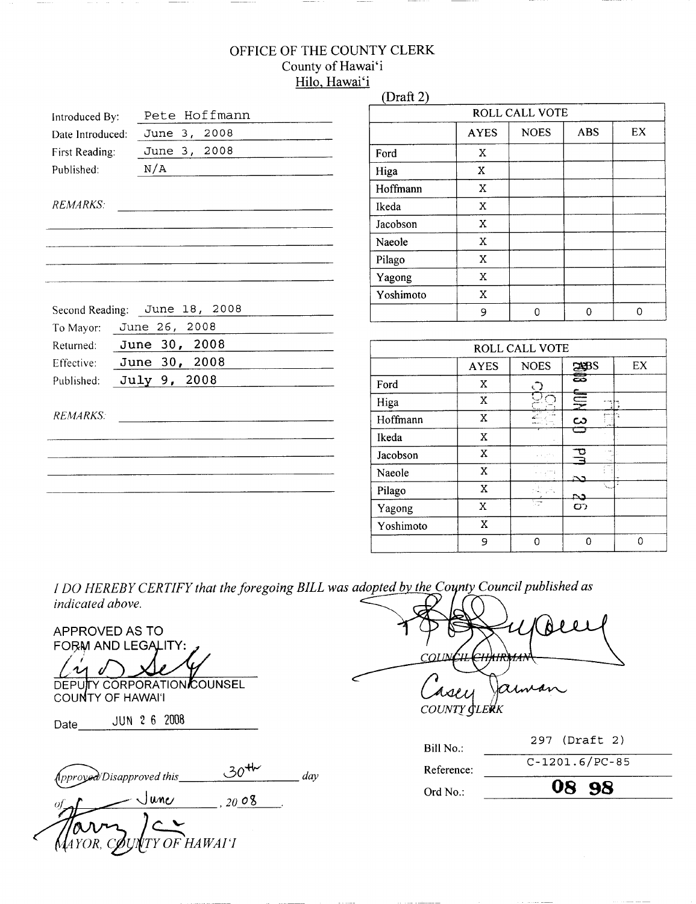# OFFICE OF THE COUNTY CLERK

County of Hawaiʻi
Hilo, Hawaiʻi

Introduced By: Pete Hoffmann
Date Introduced: June 3, 2008
First Reading: June 3, 2008
Published: N/A

*REMARKS:*

(Draft 2)

| ROLL CALL VOTE | | | | |
|---|---|---|---|---|
| | AYES | NOES | ABS | EX |
| Ford | X | | | |
| Higa | X | | | |
| Hoffmann | X | | | |
| Ikeda | X | | | |
| Jacobson | X | | | |
| Naeole | X | | | |
| Pilago | X | | | |
| Yagong | X | | | |
| Yoshimoto | X | | | |
| | 9 | 0 | 0 | 0 |

Second Reading: June 18, 2008
To Mayor: June 26, 2008
Returned: June 30, 2008
Effective: June 30, 2008
Published: July 9, 2008

*REMARKS:*

| ROLL CALL VOTE | | | | |
|---|---|---|---|---|
| | AYES | NOES | ABS | EX |
| Ford | X | | | |
| Higa | X | | | |
| Hoffmann | X | | | |
| Ikeda | X | | | |
| Jacobson | X | | | |
| Naeole | X | | | |
| Pilago | X | | | |
| Yagong | X | | | |
| Yoshimoto | X | | | |
| | 9 | 0 | 0 | 0 |

2008 JUN 30 PM 2 26

*I DO HEREBY CERTIFY that the foregoing BILL was adopted by the County Council published as indicated above.*

APPROVED AS TO
FORM AND LEGALITY:

DEPUTY CORPORATION COUNSEL
COUNTY OF HAWAIʻI

Date JUN 26 2008

*COUNCIL CHAIRMAN*

Casey Jarman
*COUNTY CLERK*

*Approved/Disapproved this* 30th *day of* June, 2008.

*MAYOR, COUNTY OF HAWAIʻI*

Bill No.: 297 (Draft 2)
Reference: C-1201.6/PC-85
Ord No.: **08 98**